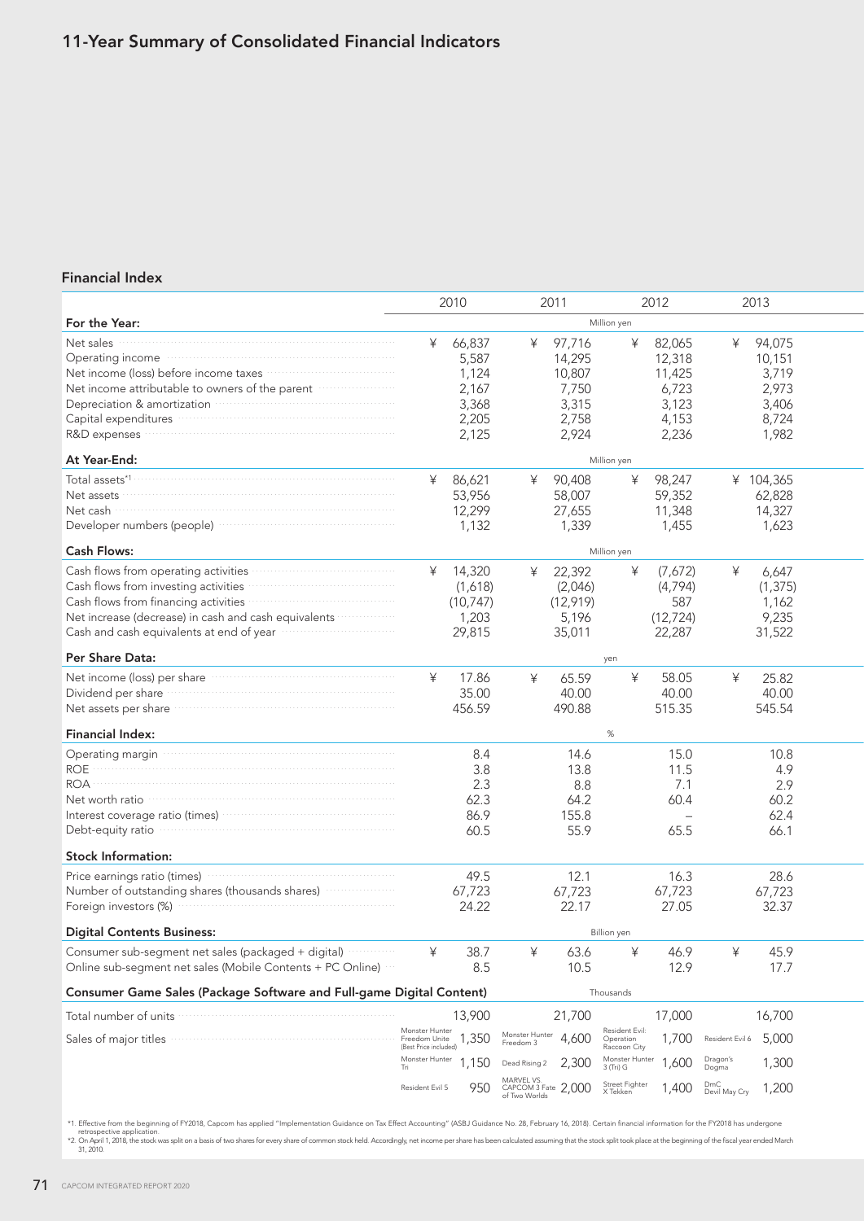# 11-Year Summary of Consolidated Financial Indicators

## Financial Index

| | 2010 | 2011 | 2012 | 2013 |
|---|---|---|---|---|
| **For the Year:** | | Million yen | | |
| Net sales | ¥ 66,837 | ¥ 97,716 | ¥ 82,065 | ¥ 94,075 |
| Operating income | 5,587 | 14,295 | 12,318 | 10,151 |
| Net income (loss) before income taxes | 1,124 | 10,807 | 11,425 | 3,719 |
| Net income attributable to owners of the parent | 2,167 | 7,750 | 6,723 | 2,973 |
| Depreciation & amortization | 3,368 | 3,315 | 3,123 | 3,406 |
| Capital expenditures | 2,205 | 2,758 | 4,153 | 8,724 |
| R&D expenses | 2,125 | 2,924 | 2,236 | 1,982 |
| **At Year-End:** | | Million yen | | |
| Total assets*1 | ¥ 86,621 | ¥ 90,408 | ¥ 98,247 | ¥ 104,365 |
| Net assets | 53,956 | 58,007 | 59,352 | 62,828 |
| Net cash | 12,299 | 27,655 | 11,348 | 14,327 |
| Developer numbers (people) | 1,132 | 1,339 | 1,455 | 1,623 |
| **Cash Flows:** | | Million yen | | |
| Cash flows from operating activities | ¥ 14,320 | ¥ 22,392 | ¥ (7,672) | ¥ 6,647 |
| Cash flows from investing activities | (1,618) | (2,046) | (4,794) | (1,375) |
| Cash flows from financing activities | (10,747) | (12,919) | 587 | 1,162 |
| Net increase (decrease) in cash and cash equivalents | 1,203 | 5,196 | (12,724) | 9,235 |
| Cash and cash equivalents at end of year | 29,815 | 35,011 | 22,287 | 31,522 |
| **Per Share Data:** | | yen | | |
| Net income (loss) per share | ¥ 17.86 | ¥ 65.59 | ¥ 58.05 | ¥ 25.82 |
| Dividend per share | 35.00 | 40.00 | 40.00 | 40.00 |
| Net assets per share | 456.59 | 490.88 | 515.35 | 545.54 |
| **Financial Index:** | | % | | |
| Operating margin | 8.4 | 14.6 | 15.0 | 10.8 |
| ROE | 3.8 | 13.8 | 11.5 | 4.9 |
| ROA | 2.3 | 8.8 | 7.1 | 2.9 |
| Net worth ratio | 62.3 | 64.2 | 60.4 | 60.2 |
| Interest coverage ratio (times) | 86.9 | 155.8 | – | 62.4 |
| Debt-equity ratio | 60.5 | 55.9 | 65.5 | 66.1 |
| **Stock Information:** | | | | |
| Price earnings ratio (times) | 49.5 | 12.1 | 16.3 | 28.6 |
| Number of outstanding shares (thousands shares) | 67,723 | 67,723 | 67,723 | 67,723 |
| Foreign investors (%) | 24.22 | 22.17 | 27.05 | 32.37 |
| **Digital Contents Business:** | | Billion yen | | |
| Consumer sub-segment net sales (packaged + digital) | ¥ 38.7 | ¥ 63.6 | ¥ 46.9 | ¥ 45.9 |
| Online sub-segment net sales (Mobile Contents + PC Online) | 8.5 | 10.5 | 12.9 | 17.7 |
| **Consumer Game Sales (Package Software and Full-game Digital Content)** | | Thousands | | |
| Total number of units | 13,900 | 21,700 | 17,000 | 16,700 |
| Sales of major titles | Monster Hunter Freedom Unite (Best Price included) 1,350 | Monster Hunter Freedom 3 4,600 | Resident Evil: Operation Raccoon City 1,700 | Resident Evil 6 5,000 |
| | Monster Hunter Tri 1,150 | Dead Rising 2 2,300 | Monster Hunter 3 (Tri) G 1,600 | Dragon's Dogma 1,300 |
| | Resident Evil 5 950 | MARVEL VS. CAPCOM 3 Fate of Two Worlds 2,000 | Street Fighter X Tekken 1,400 | DmC Devil May Cry 1,200 |

*1. Effective from the beginning of FY2018, Capcom has applied "Implementation Guidance on Tax Effect Accounting" (ASBJ Guidance No. 28, February 16, 2018). Certain financial information for the FY2018 has undergone retrospective application.

*2. On April 1, 2018, the stock was split on a basis of two shares for every share of common stock held. Accordingly, net income per share has been calculated assuming that the stock split took place at the beginning of the fiscal year ended March 31, 2010.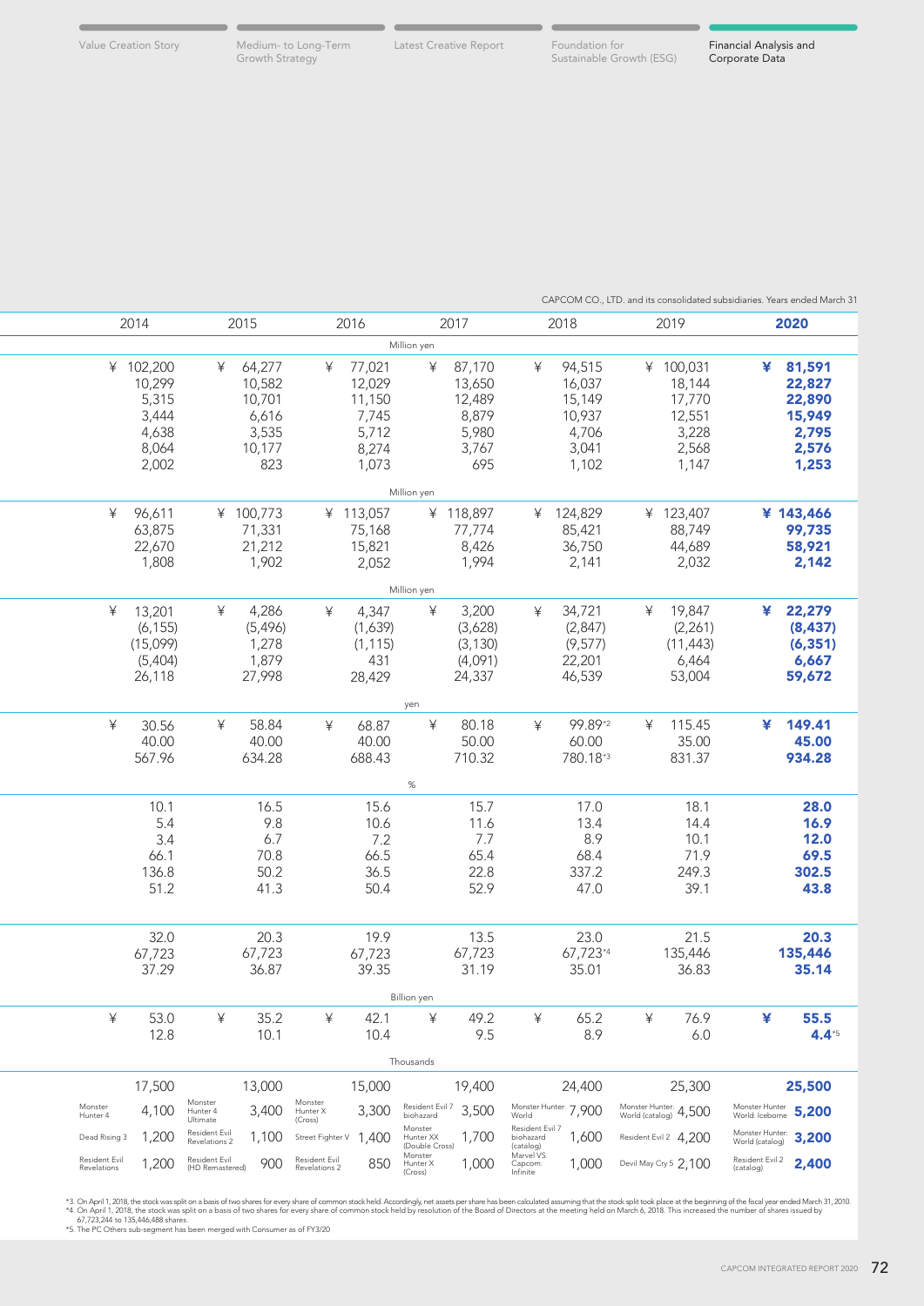CAPCOM CO., LTD. and its consolidated subsidiaries. Years ended March 31

| 2014 | 2015 | 2016 | 2017 | 2018 | 2019 | 2020 |
|---|---|---|---|---|---|---|
| Million yen | | | | | | |
| ¥ 102,200 | ¥ 64,277 | ¥ 77,021 | ¥ 87,170 | ¥ 94,515 | ¥ 100,031 | **¥ 81,591** |
| 10,299 | 10,582 | 12,029 | 13,650 | 16,037 | 18,144 | **22,827** |
| 5,315 | 10,701 | 11,150 | 12,489 | 15,149 | 17,770 | **22,890** |
| 3,444 | 6,616 | 7,745 | 8,879 | 10,937 | 12,551 | **15,949** |
| 4,638 | 3,535 | 5,712 | 5,980 | 4,706 | 3,228 | **2,795** |
| 8,064 | 10,177 | 8,274 | 3,767 | 3,041 | 2,568 | **2,576** |
| 2,002 | 823 | 1,073 | 695 | 1,102 | 1,147 | **1,253** |
| Million yen | | | | | | |
| ¥ 96,611 | ¥ 100,773 | ¥ 113,057 | ¥ 118,897 | ¥ 124,829 | ¥ 123,407 | **¥ 143,466** |
| 63,875 | 71,331 | 75,168 | 77,774 | 85,421 | 88,749 | **99,735** |
| 22,670 | 21,212 | 15,821 | 8,426 | 36,750 | 44,689 | **58,921** |
| 1,808 | 1,902 | 2,052 | 1,994 | 2,141 | 2,032 | **2,142** |
| Million yen | | | | | | |
| ¥ 13,201 | ¥ 4,286 | ¥ 4,347 | ¥ 3,200 | ¥ 34,721 | ¥ 19,847 | **¥ 22,279** |
| (6,155) | (5,496) | (1,639) | (3,628) | (2,847) | (2,261) | **(8,437)** |
| (15,099) | 1,278 | (1,115) | (3,130) | (9,577) | (11,443) | **(6,351)** |
| (5,404) | 1,879 | 431 | (4,091) | 22,201 | 6,464 | **6,667** |
| 26,118 | 27,998 | 28,429 | 24,337 | 46,539 | 53,004 | **59,672** |
| yen | | | | | | |
| ¥ 30.56 | ¥ 58.84 | ¥ 68.87 | ¥ 80.18 | ¥ 99.89*2 | ¥ 115.45 | **¥ 149.41** |
| 40.00 | 40.00 | 40.00 | 50.00 | 60.00 | 35.00 | **45.00** |
| 567.96 | 634.28 | 688.43 | 710.32 | 780.18*3 | 831.37 | **934.28** |
| % | | | | | | |
| 10.1 | 16.5 | 15.6 | 15.7 | 17.0 | 18.1 | **28.0** |
| 5.4 | 9.8 | 10.6 | 11.6 | 13.4 | 14.4 | **16.9** |
| 3.4 | 6.7 | 7.2 | 7.7 | 8.9 | 10.1 | **12.0** |
| 66.1 | 70.8 | 66.5 | 65.4 | 68.4 | 71.9 | **69.5** |
| 136.8 | 50.2 | 36.5 | 22.8 | 337.2 | 249.3 | **302.5** |
| 51.2 | 41.3 | 50.4 | 52.9 | 47.0 | 39.1 | **43.8** |
| | | | | | | |
| 32.0 | 20.3 | 19.9 | 13.5 | 23.0 | 21.5 | **20.3** |
| 67,723 | 67,723 | 67,723 | 67,723 | 67,723*4 | 135,446 | **135,446** |
| 37.29 | 36.87 | 39.35 | 31.19 | 35.01 | 36.83 | **35.14** |
| Billion yen | | | | | | |
| ¥ 53.0 | ¥ 35.2 | ¥ 42.1 | ¥ 49.2 | ¥ 65.2 | ¥ 76.9 | **¥ 55.5** |
| 12.8 | 10.1 | 10.4 | 9.5 | 8.9 | 6.0 | **4.4***5 |
| Thousands | | | | | | |
| 17,500 | 13,000 | 15,000 | 19,400 | 24,400 | 25,300 | **25,500** |
| Monster Hunter 4 4,100 | Monster Hunter 4 Ultimate 3,400 | Monster Hunter X (Cross) 3,300 | Resident Evil 7 biohazard 3,500 | Monster Hunter: World 7,900 | Monster Hunter: World (catalog) 4,500 | Monster Hunter World: Iceborne **5,200** |
| Dead Rising 3 1,200 | Resident Evil Revelations 2 1,100 | Street Fighter V 1,400 | Monster Hunter XX (Double Cross) 1,700 | Resident Evil 7 biohazard (catalog) 1,600 | Resident Evil 2 4,200 | Monster Hunter: World (catalog) **3,200** |
| Resident Evil Revelations 1,200 | Resident Evil (HD Remastered) 900 | Resident Evil Revelations 2 850 | Monster Hunter X (Cross) 1,000 | Marvel VS. Capcom: Infinite 1,000 | Devil May Cry 5 2,100 | Resident Evil 2 (catalog) **2,400** |

*3. On April 1, 2018, the stock was split on a basis of two shares for every share of common stock held. Accordingly, net assets per share has been calculated assuming that the stock split took place at the beginning of the fiscal year ended March 31, 2010.
*4. On April 1, 2018, the stock was split on a basis of two shares for every share of common stock held by resolution of the Board of Directors at the meeting held on March 6, 2018. This increased the number of shares issued by 67,723,244 to 135,446,488 shares.
*5. The PC Others sub-segment has been merged with Consumer as of FY3/20